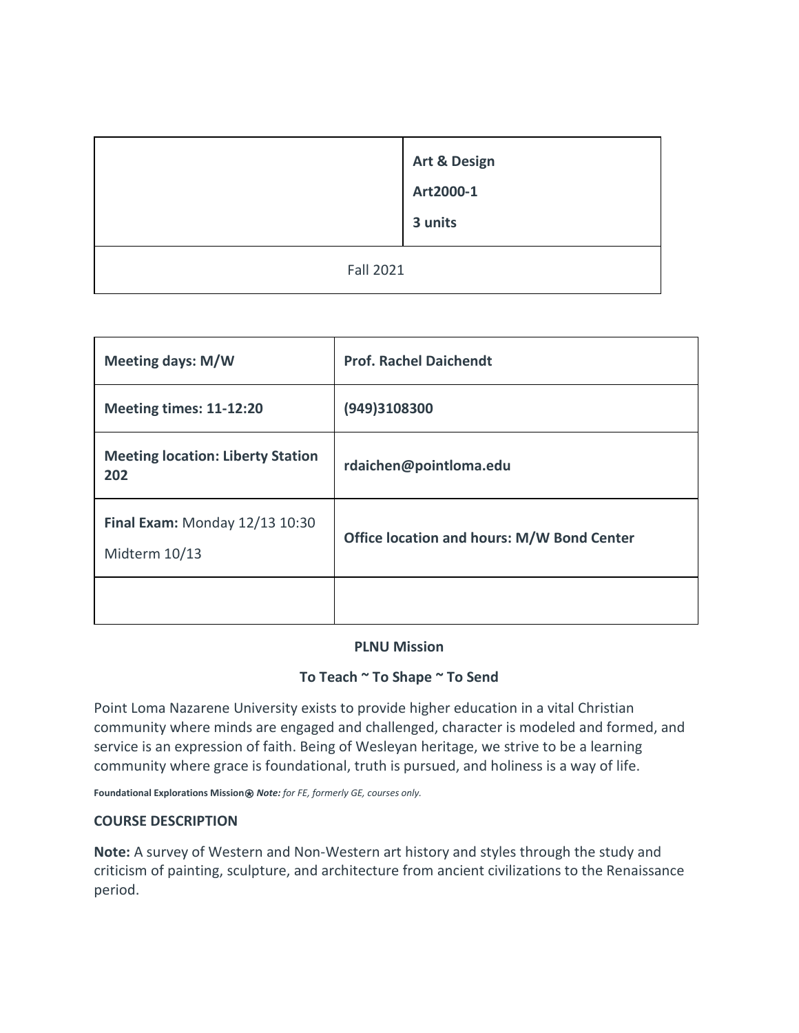| | **Art & Design**<br>**Art2000-1**<br>**3 units** |
|---|---|
| Fall 2021 | |

| **Meeting days: M/W** | **Prof. Rachel Daichendt** |
|---|---|
| **Meeting times: 11-12:20** | **(949)3108300** |
| **Meeting location: Liberty Station 202** | **rdaichen@pointloma.edu** |
| **Final Exam:** Monday 12/13 10:30<br>Midterm 10/13 | **Office location and hours: M/W Bond Center** |
| | |

**PLNU Mission**

**To Teach ~ To Shape ~ To Send**

Point Loma Nazarene University exists to provide higher education in a vital Christian community where minds are engaged and challenged, character is modeled and formed, and service is an expression of faith. Being of Wesleyan heritage, we strive to be a learning community where grace is foundational, truth is pursued, and holiness is a way of life.

**Foundational Explorations Mission**⍟ ***Note:*** *for FE, formerly GE, courses only.*

### COURSE DESCRIPTION

**Note:** A survey of Western and Non-Western art history and styles through the study and criticism of painting, sculpture, and architecture from ancient civilizations to the Renaissance period.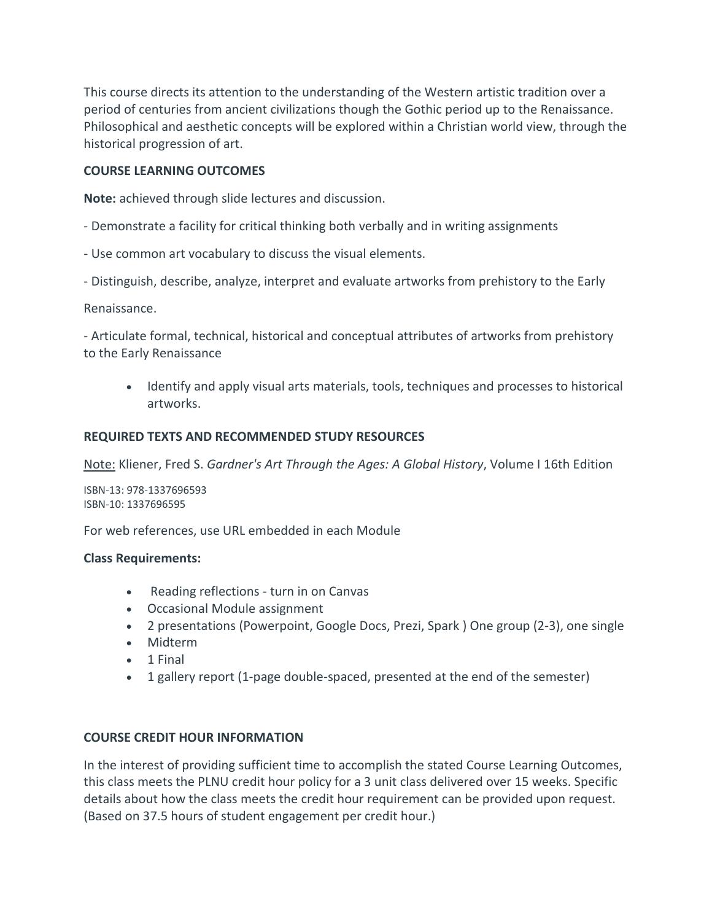This course directs its attention to the understanding of the Western artistic tradition over a period of centuries from ancient civilizations though the Gothic period up to the Renaissance. Philosophical and aesthetic concepts will be explored within a Christian world view, through the historical progression of art.

**COURSE LEARNING OUTCOMES**

**Note:** achieved through slide lectures and discussion.

- Demonstrate a facility for critical thinking both verbally and in writing assignments

- Use common art vocabulary to discuss the visual elements.

- Distinguish, describe, analyze, interpret and evaluate artworks from prehistory to the Early

Renaissance.

- Articulate formal, technical, historical and conceptual attributes of artworks from prehistory to the Early Renaissance

- Identify and apply visual arts materials, tools, techniques and processes to historical artworks.

**REQUIRED TEXTS AND RECOMMENDED STUDY RESOURCES**

Note: Kliener, Fred S. *Gardner's Art Through the Ages: A Global History*, Volume I 16th Edition

ISBN-13: 978-1337696593
ISBN-10: 1337696595

For web references, use URL embedded in each Module

**Class Requirements:**

- Reading reflections - turn in on Canvas
- Occasional Module assignment
- 2 presentations (Powerpoint, Google Docs, Prezi, Spark ) One group (2-3), one single
- Midterm
- 1 Final
- 1 gallery report (1-page double-spaced, presented at the end of the semester)

**COURSE CREDIT HOUR INFORMATION**

In the interest of providing sufficient time to accomplish the stated Course Learning Outcomes, this class meets the PLNU credit hour policy for a 3 unit class delivered over 15 weeks. Specific details about how the class meets the credit hour requirement can be provided upon request. (Based on 37.5 hours of student engagement per credit hour.)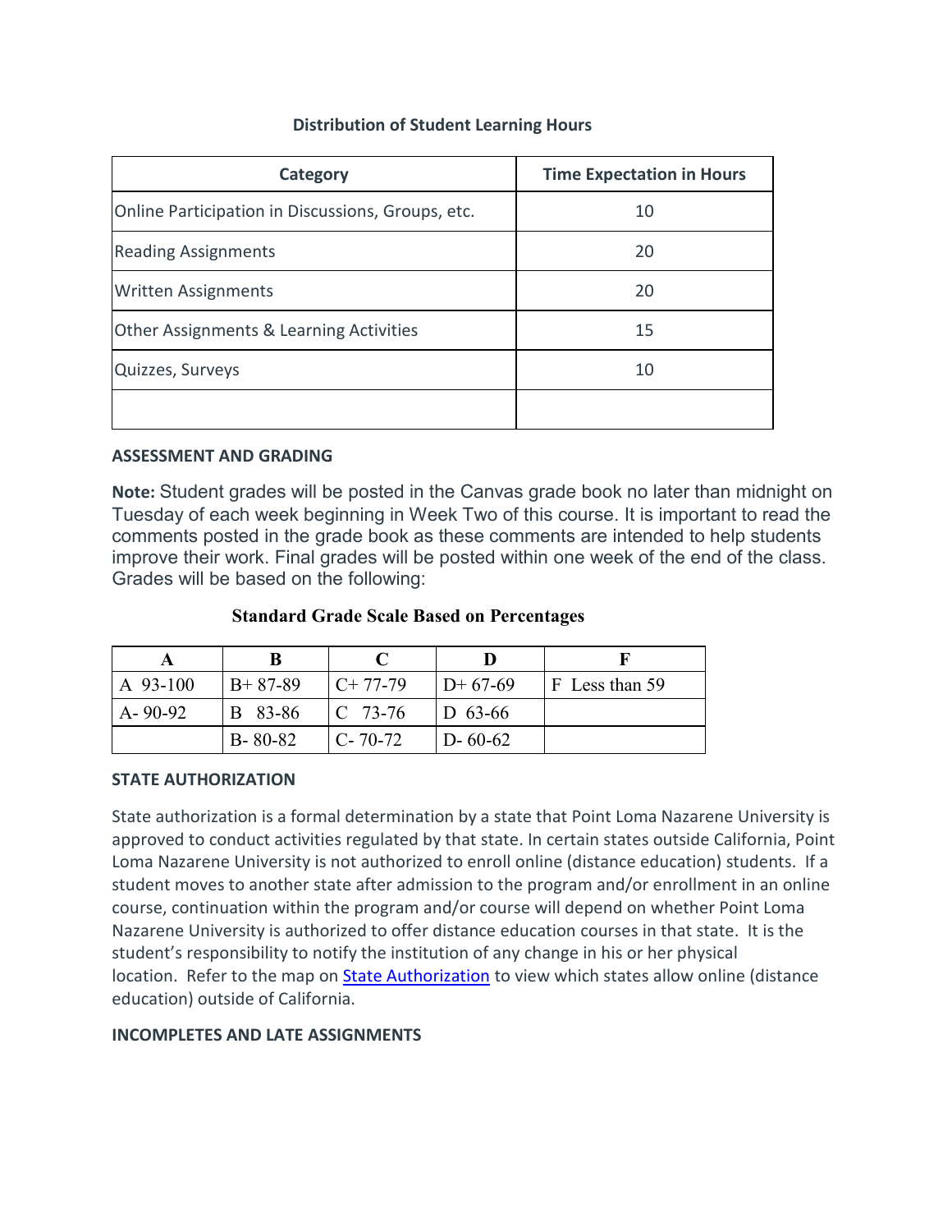**Distribution of Student Learning Hours**

| Category | Time Expectation in Hours |
|---|---|
| Online Participation in Discussions, Groups, etc. | 10 |
| Reading Assignments | 20 |
| Written Assignments | 20 |
| Other Assignments & Learning Activities | 15 |
| Quizzes, Surveys | 10 |
| | |

**ASSESSMENT AND GRADING**

**Note:** Student grades will be posted in the Canvas grade book no later than midnight on Tuesday of each week beginning in Week Two of this course. It is important to read the comments posted in the grade book as these comments are intended to help students improve their work. Final grades will be posted within one week of the end of the class. Grades will be based on the following:

**Standard Grade Scale Based on Percentages**

| A | B | C | D | F |
|---|---|---|---|---|
| A 93-100 | B+ 87-89 | C+ 77-79 | D+ 67-69 | F Less than 59 |
| A- 90-92 | B 83-86 | C 73-76 | D 63-66 | |
| | B- 80-82 | C- 70-72 | D- 60-62 | |

**STATE AUTHORIZATION**

State authorization is a formal determination by a state that Point Loma Nazarene University is approved to conduct activities regulated by that state. In certain states outside California, Point Loma Nazarene University is not authorized to enroll online (distance education) students. If a student moves to another state after admission to the program and/or enrollment in an online course, continuation within the program and/or course will depend on whether Point Loma Nazarene University is authorized to offer distance education courses in that state. It is the student's responsibility to notify the institution of any change in his or her physical location. Refer to the map on State Authorization to view which states allow online (distance education) outside of California.

**INCOMPLETES AND LATE ASSIGNMENTS**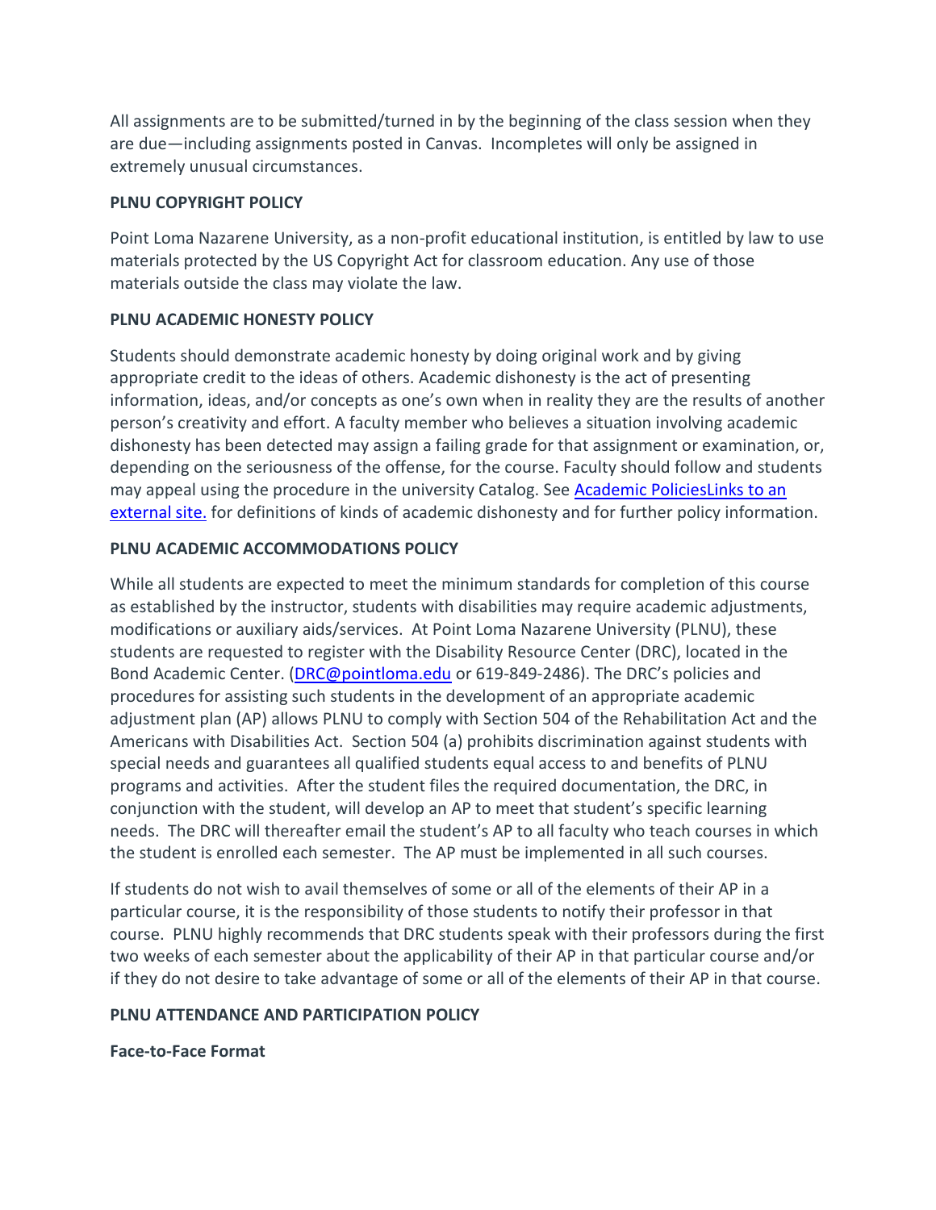All assignments are to be submitted/turned in by the beginning of the class session when they are due—including assignments posted in Canvas. Incompletes will only be assigned in extremely unusual circumstances.

**PLNU COPYRIGHT POLICY**

Point Loma Nazarene University, as a non-profit educational institution, is entitled by law to use materials protected by the US Copyright Act for classroom education. Any use of those materials outside the class may violate the law.

**PLNU ACADEMIC HONESTY POLICY**

Students should demonstrate academic honesty by doing original work and by giving appropriate credit to the ideas of others. Academic dishonesty is the act of presenting information, ideas, and/or concepts as one's own when in reality they are the results of another person's creativity and effort. A faculty member who believes a situation involving academic dishonesty has been detected may assign a failing grade for that assignment or examination, or, depending on the seriousness of the offense, for the course. Faculty should follow and students may appeal using the procedure in the university Catalog. See [Academic PoliciesLinks to an external site.]() for definitions of kinds of academic dishonesty and for further policy information.

**PLNU ACADEMIC ACCOMMODATIONS POLICY**

While all students are expected to meet the minimum standards for completion of this course as established by the instructor, students with disabilities may require academic adjustments, modifications or auxiliary aids/services. At Point Loma Nazarene University (PLNU), these students are requested to register with the Disability Resource Center (DRC), located in the Bond Academic Center. ([DRC@pointloma.edu](mailto:DRC@pointloma.edu) or 619-849-2486). The DRC's policies and procedures for assisting such students in the development of an appropriate academic adjustment plan (AP) allows PLNU to comply with Section 504 of the Rehabilitation Act and the Americans with Disabilities Act. Section 504 (a) prohibits discrimination against students with special needs and guarantees all qualified students equal access to and benefits of PLNU programs and activities. After the student files the required documentation, the DRC, in conjunction with the student, will develop an AP to meet that student's specific learning needs. The DRC will thereafter email the student's AP to all faculty who teach courses in which the student is enrolled each semester. The AP must be implemented in all such courses.

If students do not wish to avail themselves of some or all of the elements of their AP in a particular course, it is the responsibility of those students to notify their professor in that course. PLNU highly recommends that DRC students speak with their professors during the first two weeks of each semester about the applicability of their AP in that particular course and/or if they do not desire to take advantage of some or all of the elements of their AP in that course.

**PLNU ATTENDANCE AND PARTICIPATION POLICY**

**Face-to-Face Format**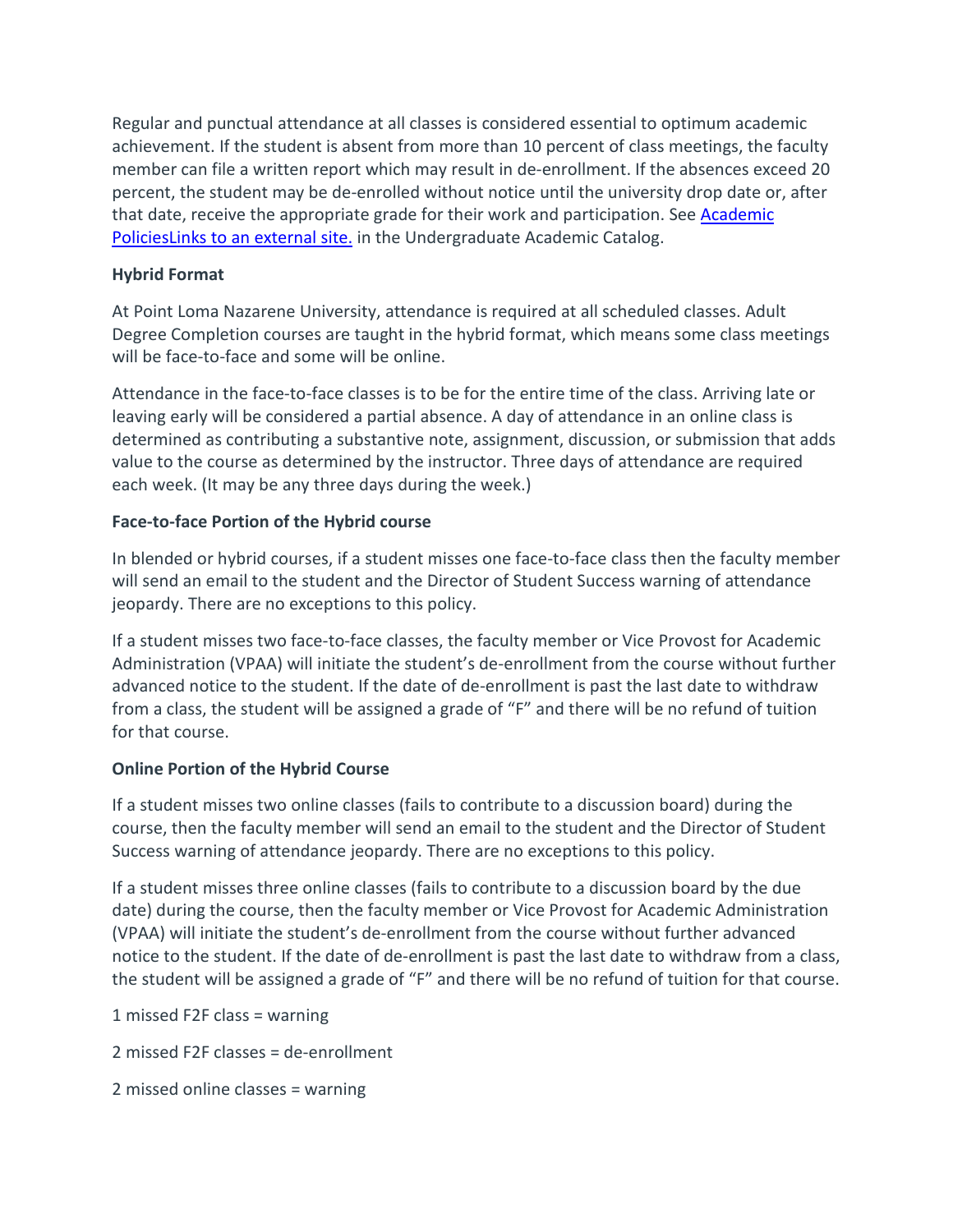Regular and punctual attendance at all classes is considered essential to optimum academic achievement. If the student is absent from more than 10 percent of class meetings, the faculty member can file a written report which may result in de-enrollment. If the absences exceed 20 percent, the student may be de-enrolled without notice until the university drop date or, after that date, receive the appropriate grade for their work and participation. See [Academic PoliciesLinks to an external site.]() in the Undergraduate Academic Catalog.

**Hybrid Format**

At Point Loma Nazarene University, attendance is required at all scheduled classes. Adult Degree Completion courses are taught in the hybrid format, which means some class meetings will be face-to-face and some will be online.

Attendance in the face-to-face classes is to be for the entire time of the class. Arriving late or leaving early will be considered a partial absence. A day of attendance in an online class is determined as contributing a substantive note, assignment, discussion, or submission that adds value to the course as determined by the instructor. Three days of attendance are required each week. (It may be any three days during the week.)

**Face-to-face Portion of the Hybrid course**

In blended or hybrid courses, if a student misses one face-to-face class then the faculty member will send an email to the student and the Director of Student Success warning of attendance jeopardy. There are no exceptions to this policy.

If a student misses two face-to-face classes, the faculty member or Vice Provost for Academic Administration (VPAA) will initiate the student's de-enrollment from the course without further advanced notice to the student. If the date of de-enrollment is past the last date to withdraw from a class, the student will be assigned a grade of "F" and there will be no refund of tuition for that course.

**Online Portion of the Hybrid Course**

If a student misses two online classes (fails to contribute to a discussion board) during the course, then the faculty member will send an email to the student and the Director of Student Success warning of attendance jeopardy. There are no exceptions to this policy.

If a student misses three online classes (fails to contribute to a discussion board by the due date) during the course, then the faculty member or Vice Provost for Academic Administration (VPAA) will initiate the student's de-enrollment from the course without further advanced notice to the student. If the date of de-enrollment is past the last date to withdraw from a class, the student will be assigned a grade of "F" and there will be no refund of tuition for that course.

1 missed F2F class = warning

2 missed F2F classes = de-enrollment

2 missed online classes = warning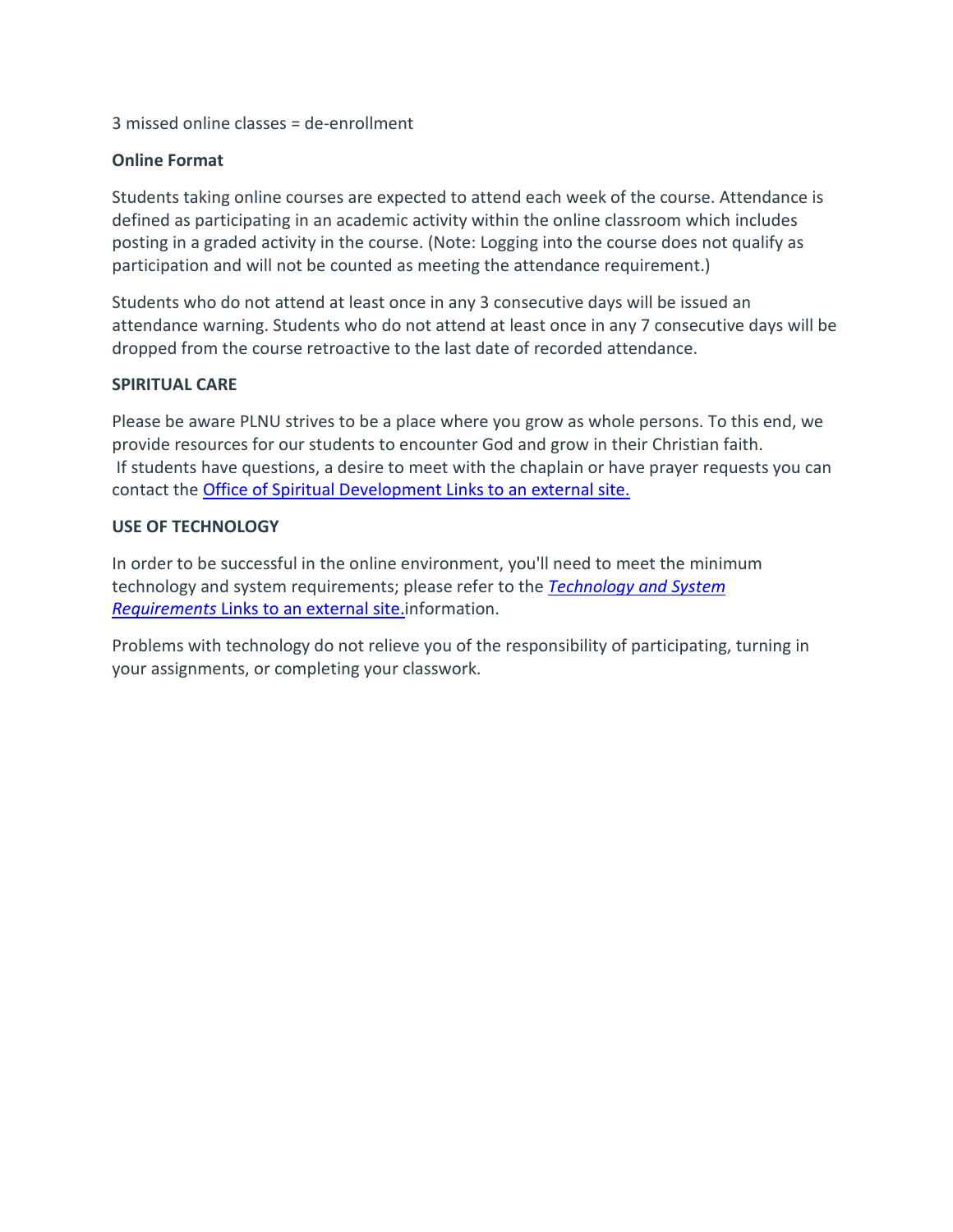3 missed online classes = de-enrollment

**Online Format**

Students taking online courses are expected to attend each week of the course. Attendance is defined as participating in an academic activity within the online classroom which includes posting in a graded activity in the course. (Note: Logging into the course does not qualify as participation and will not be counted as meeting the attendance requirement.)

Students who do not attend at least once in any 3 consecutive days will be issued an attendance warning. Students who do not attend at least once in any 7 consecutive days will be dropped from the course retroactive to the last date of recorded attendance.

**SPIRITUAL CARE**

Please be aware PLNU strives to be a place where you grow as whole persons. To this end, we provide resources for our students to encounter God and grow in their Christian faith. If students have questions, a desire to meet with the chaplain or have prayer requests you can contact the Office of Spiritual Development Links to an external site.

**USE OF TECHNOLOGY**

In order to be successful in the online environment, you'll need to meet the minimum technology and system requirements; please refer to the *Technology and System Requirements* Links to an external site.information.

Problems with technology do not relieve you of the responsibility of participating, turning in your assignments, or completing your classwork.